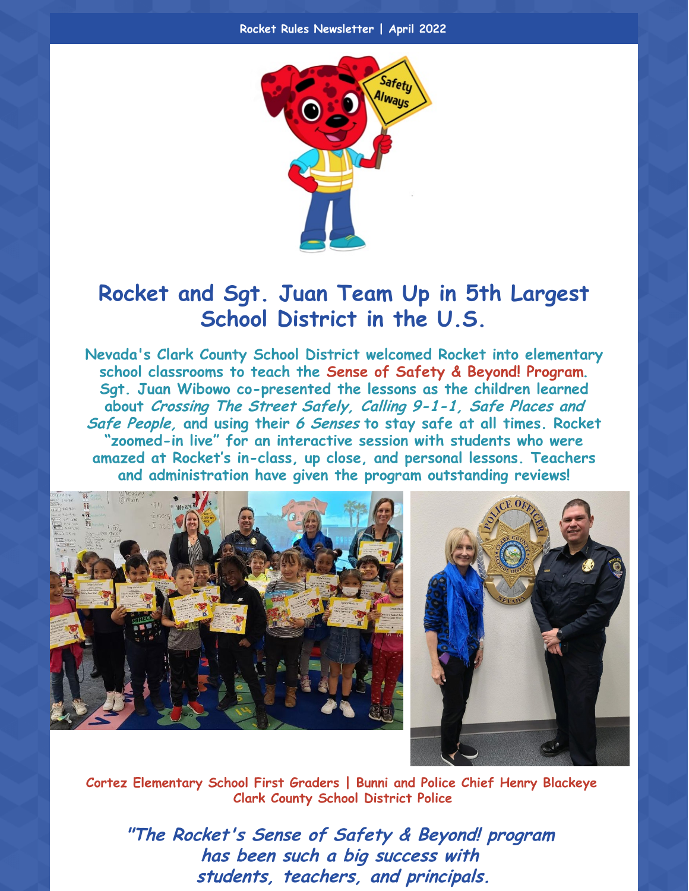Rocket Rules Newsletter | April 2022

# Rocket and Sgt. Juan Team Up in 5th Largest School District in the U.S.

**Nevada's Clark County School District welcomed Rocket into elementary school classrooms to teach the Sense of Safety & Beyond! Program. Sgt. Juan Wibowo co-presented the lessons as the children learned about *Crossing The Street Safely, Calling 9-1-1, Safe Places and Safe People,* and using their *6 Senses* to stay safe at all times. Rocket "zoomed-in live" for an interactive session with students who were amazed at Rocket's in-class, up close, and personal lessons. Teachers and administration have given the program outstanding reviews!**

**Cortez Elementary School First Graders | Bunni and Police Chief Henry Blackeye Clark County School District Police**

***"The Rocket's Sense of Safety & Beyond! program has been such a big success with students, teachers, and principals.***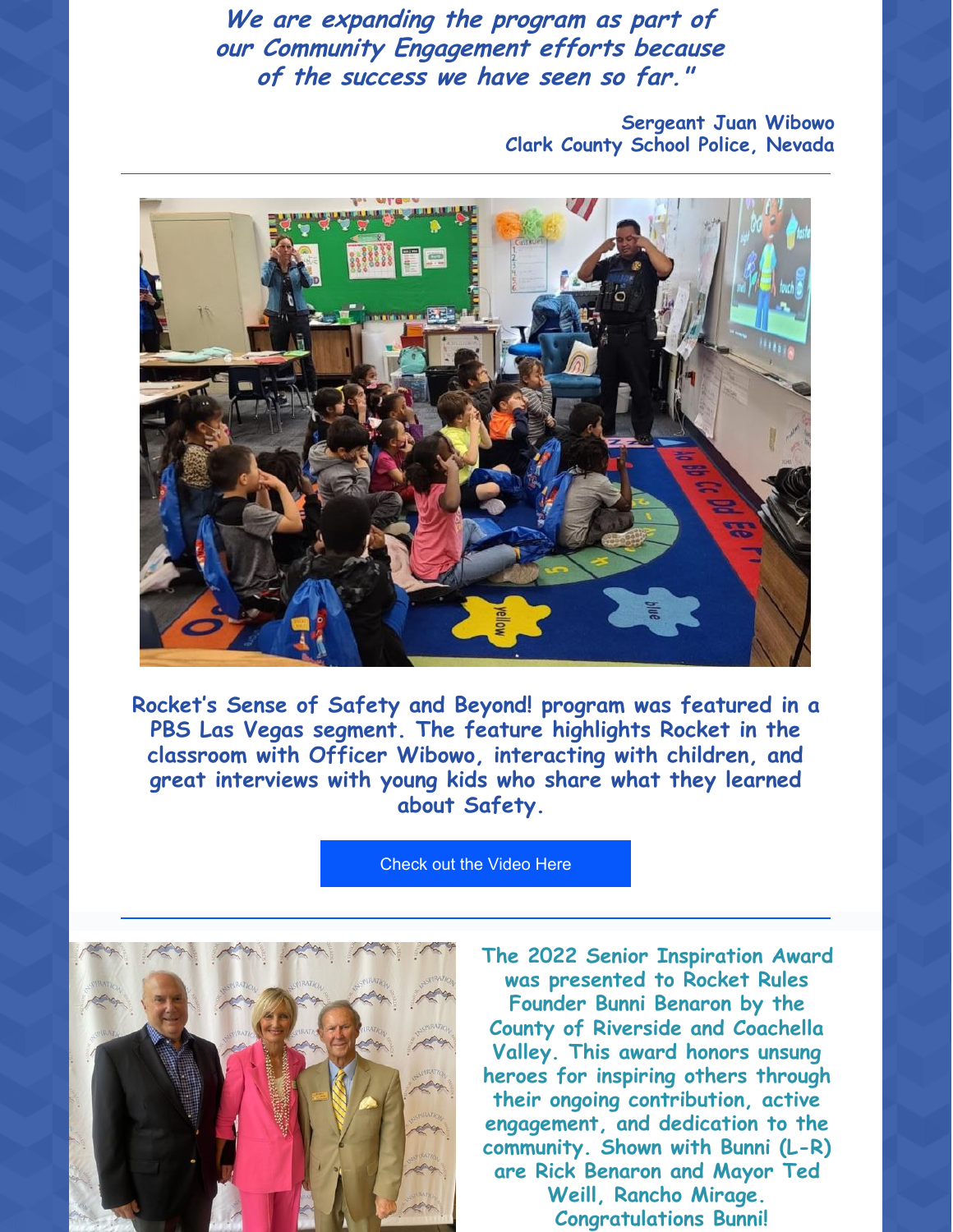*We are expanding the program as part of our Community Engagement efforts because of the success we have seen so far."*

**Sergeant Juan Wibowo**
**Clark County School Police, Nevada**

---

**Rocket's Sense of Safety and Beyond! program was featured in a PBS Las Vegas segment. The feature highlights Rocket in the classroom with Officer Wibowo, interacting with children, and great interviews with young kids who share what they learned about Safety.**

Check out the Video Here

---

**The 2022 Senior Inspiration Award was presented to Rocket Rules Founder Bunni Benaron by the County of Riverside and Coachella Valley. This award honors unsung heroes for inspiring others through their ongoing contribution, active engagement, and dedication to the community. Shown with Bunni (L-R) are Rick Benaron and Mayor Ted Weill, Rancho Mirage. Congratulations Bunni!**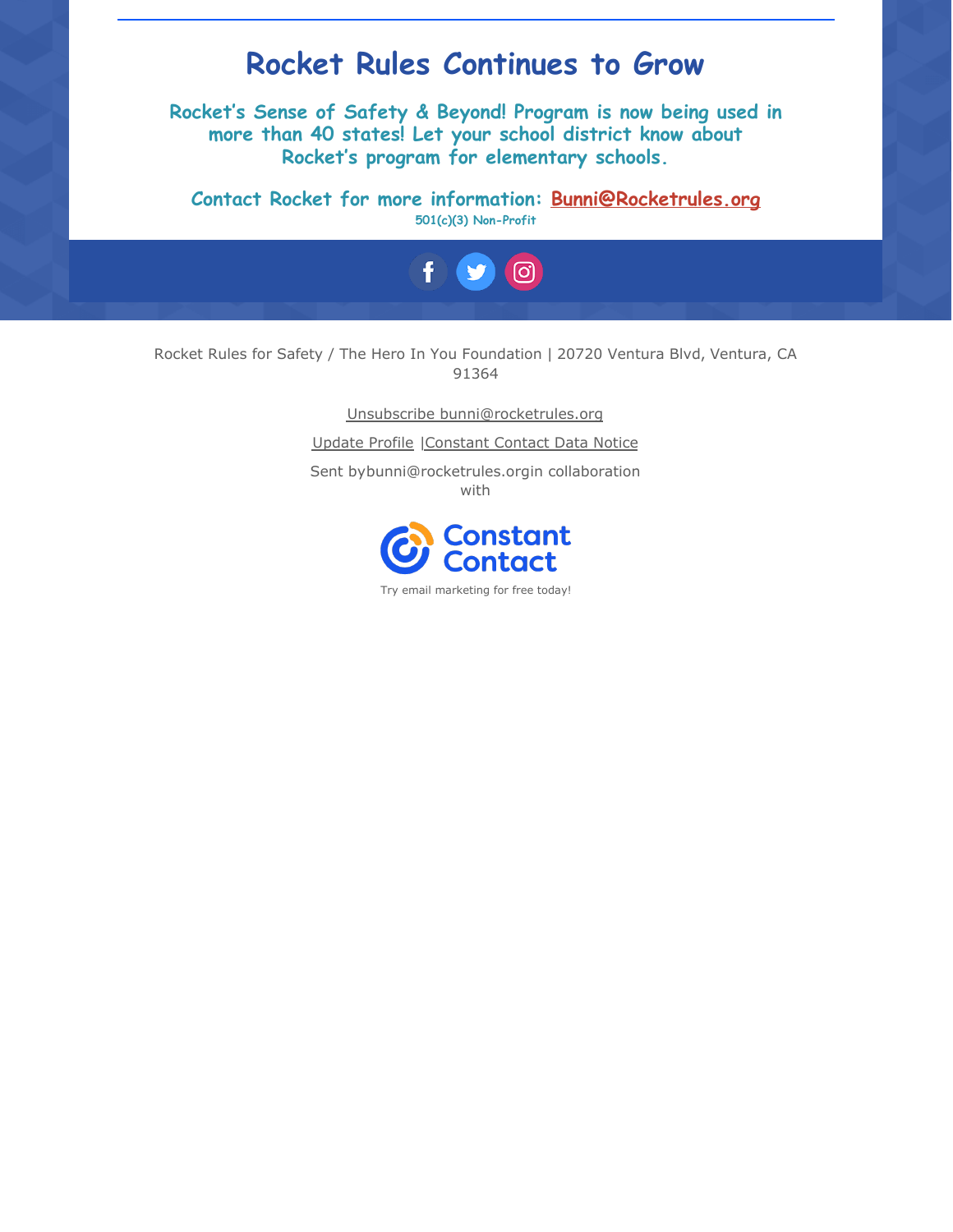---

# Rocket Rules Continues to Grow

**Rocket's Sense of Safety & Beyond! Program is now being used in more than 40 states! Let your school district know about Rocket's program for elementary schools.**

**Contact Rocket for more information: Bunni@Rocketrules.org**

**501(c)(3) Non-Profit**

Rocket Rules for Safety / The Hero In You Foundation | 20720 Ventura Blvd, Ventura, CA 91364

Unsubscribe bunni@rocketrules.org

Update Profile |Constant Contact Data Notice

Sent bybunni@rocketrules.orgin collaboration with

Constant Contact

Try email marketing for free today!